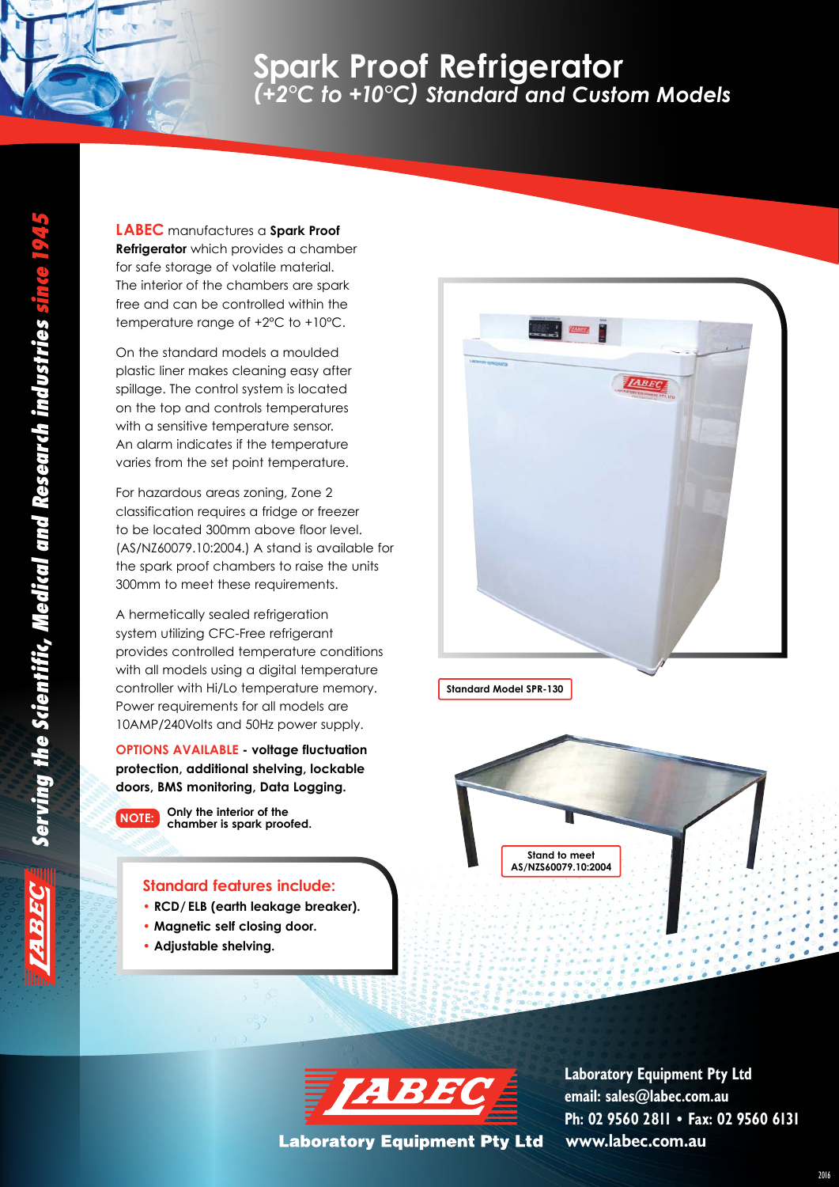# Spark Proof Refrigerator

## (+2°C to +10°C) Standard and Custom Models

*Serving the Scientific, Medical and Research industries since 1945*

**LABEC** manufactures a **Spark Proof Refrigerator** which provides a chamber for safe storage of volatile material. The interior of the chambers are spark free and can be controlled within the temperature range of +2°C to +10°C.

On the standard models a moulded plastic liner makes cleaning easy after spillage. The control system is located on the top and controls temperatures with a sensitive temperature sensor. An alarm indicates if the temperature varies from the set point temperature.

For hazardous areas zoning, Zone 2 classification requires a fridge or freezer to be located 300mm above floor level. (AS/NZ60079.10:2004.) A stand is available for the spark proof chambers to raise the units 300mm to meet these requirements.

A hermetically sealed refrigeration system utilizing CFC-Free refrigerant provides controlled temperature conditions with all models using a digital temperature controller with Hi/Lo temperature memory. Power requirements for all models are 10AMP/240Volts and 50Hz power supply.

**OPTIONS AVAILABLE - voltage fluctuation protection, additional shelving, lockable doors, BMS monitoring, Data Logging.**

**NOTE:** **Only the interior of the chamber is spark proofed.**

### Standard features include:

- **RCD/ ELB (earth leakage breaker).**
- **Magnetic self closing door.**
- **Adjustable shelving.**

Standard Model SPR-130

Stand to meet AS/NZS60079.10:2004

**LABEC**

Laboratory Equipment Pty Ltd

**Laboratory Equipment Pty Ltd**
**email: sales@labec.com.au**
**Ph: 02 9560 2811 • Fax: 02 9560 6131**
**www.labec.com.au**

2016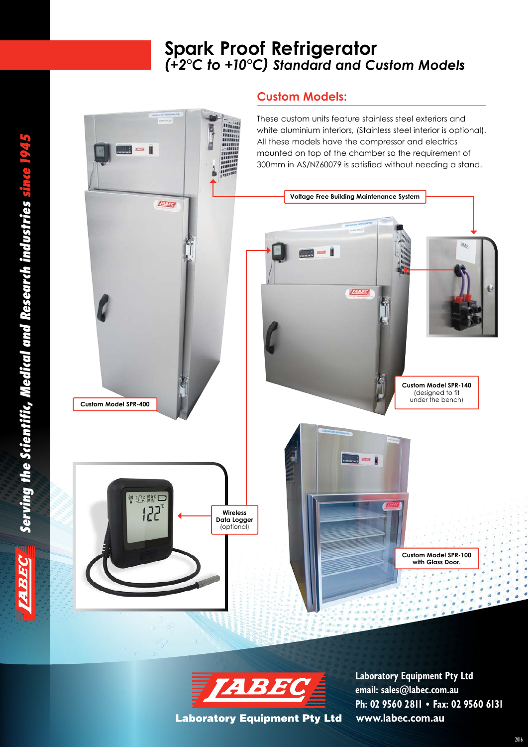# Spark Proof Refrigerator

## *(+2°C to +10°C) Standard and Custom Models*

*Serving the Scientific, Medical and Research industries since 1945*

### Custom Models:

These custom units feature stainless steel exteriors and white aluminium interiors, (Stainless steel interior is optional). All these models have the compressor and electrics mounted on top of the chamber so the requirement of 300mm in AS/NZ60079 is satisfied without needing a stand.

Voltage Free Building Maintenance System

Custom Model SPR-400

Custom Model SPR-140 (designed to fit under the bench)

Wireless Data Logger (optional)

Custom Model SPR-100 with Glass Door.

**Laboratory Equipment Pty Ltd**

**Laboratory Equipment Pty Ltd**
**email: sales@labec.com.au**
**Ph: 02 9560 2811 • Fax: 02 9560 6131**
**www.labec.com.au**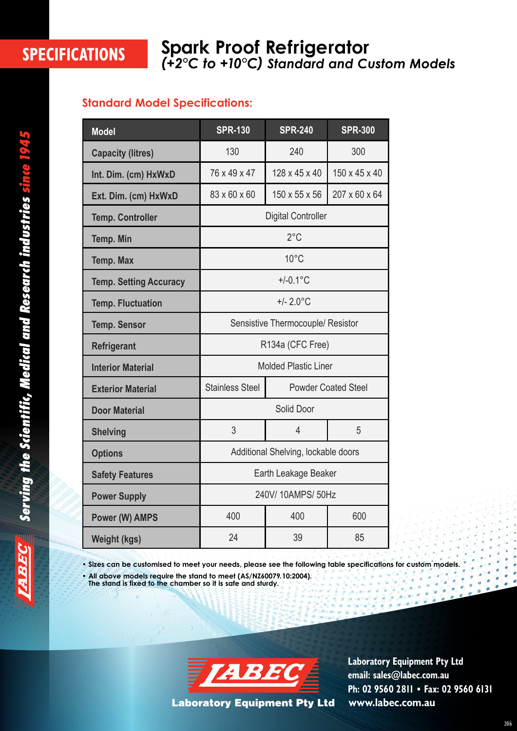SPECIFICATIONS

# Spark Proof Refrigerator

## *(+2°C to +10°C) Standard and Custom Models*

### Standard Model Specifications:

| Model | SPR-130 | SPR-240 | SPR-300 |
|---|---|---|---|
| Capacity (litres) | 130 | 240 | 300 |
| Int. Dim. (cm) HxWxD | 76 x 49 x 47 | 128 x 45 x 40 | 150 x 45 x 40 |
| Ext. Dim. (cm) HxWxD | 83 x 60 x 60 | 150 x 55 x 56 | 207 x 60 x 64 |
| Temp. Controller | Digital Controller | | |
| Temp. Min | 2°C | | |
| Temp. Max | 10°C | | |
| Temp. Setting Accuracy | +/-0.1°C | | |
| Temp. Fluctuation | +/- 2.0°C | | |
| Temp. Sensor | Sensitive Thermocouple/ Resistor | | |
| Refrigerant | R134a (CFC Free) | | |
| Interior Material | Molded Plastic Liner | | |
| Exterior Material | Stainless Steel | Powder Coated Steel | |
| Door Material | Solid Door | | |
| Shelving | 3 | 4 | 5 |
| Options | Additional Shelving, lockable doors | | |
| Safety Features | Earth Leakage Beaker | | |
| Power Supply | 240V/ 10AMPS/ 50Hz | | |
| Power (W) AMPS | 400 | 400 | 600 |
| Weight (kgs) | 24 | 39 | 85 |

- **Sizes can be customised to meet your needs, please see the following table specifications for custom models.**
- **All above models require the stand to meet (AS/NZ60079.10:2004). The stand is fixed to the chamber so it is safe and sturdy.**

*Serving the Scientific, Medical and Research industries since 1945*

LABEC Laboratory Equipment Pty Ltd

**Laboratory Equipment Pty Ltd**
**email: sales@labec.com.au**
**Ph: 02 9560 2811 • Fax: 02 9560 6131**
**www.labec.com.au**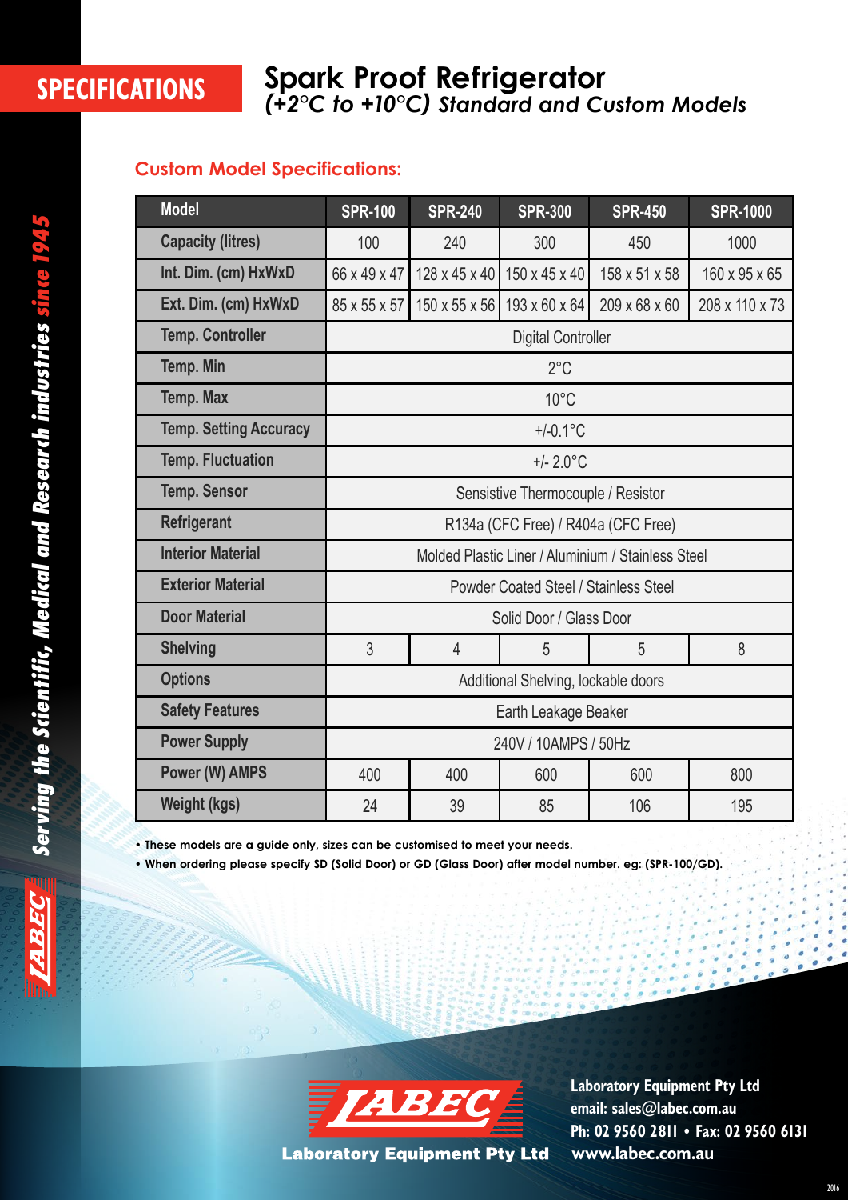# SPECIFICATIONS

# Spark Proof Refrigerator

## *(+2°C to +10°C) Standard and Custom Models*

### Custom Model Specifications:

| Model | SPR-100 | SPR-240 | SPR-300 | SPR-450 | SPR-1000 |
|---|---|---|---|---|---|
| Capacity (litres) | 100 | 240 | 300 | 450 | 1000 |
| Int. Dim. (cm) HxWxD | 66 x 49 x 47 | 128 x 45 x 40 | 150 x 45 x 40 | 158 x 51 x 58 | 160 x 95 x 65 |
| Ext. Dim. (cm) HxWxD | 85 x 55 x 57 | 150 x 55 x 56 | 193 x 60 x 64 | 209 x 68 x 60 | 208 x 110 x 73 |
| Temp. Controller | Digital Controller | | | | |
| Temp. Min | 2°C | | | | |
| Temp. Max | 10°C | | | | |
| Temp. Setting Accuracy | +/-0.1°C | | | | |
| Temp. Fluctuation | +/- 2.0°C | | | | |
| Temp. Sensor | Sensistive Thermocouple / Resistor | | | | |
| Refrigerant | R134a (CFC Free) / R404a (CFC Free) | | | | |
| Interior Material | Molded Plastic Liner / Aluminium / Stainless Steel | | | | |
| Exterior Material | Powder Coated Steel / Stainless Steel | | | | |
| Door Material | Solid Door / Glass Door | | | | |
| Shelving | 3 | 4 | 5 | 5 | 8 |
| Options | Additional Shelving, lockable doors | | | | |
| Safety Features | Earth Leakage Beaker | | | | |
| Power Supply | 240V / 10AMPS / 50Hz | | | | |
| Power (W) AMPS | 400 | 400 | 600 | 600 | 800 |
| Weight (kgs) | 24 | 39 | 85 | 106 | 195 |

- **These models are a guide only, sizes can be customised to meet your needs.**
- **When ordering please specify SD (Solid Door) or GD (Glass Door) after model number. eg: (SPR-100/GD).**

*Serving the Scientific, Medical and Research industries since 1945*

LABEC

**Laboratory Equipment Pty Ltd**

**Laboratory Equipment Pty Ltd**
**email: sales@labec.com.au**
**Ph: 02 9560 2811 • Fax: 02 9560 6131**
**www.labec.com.au**

2016